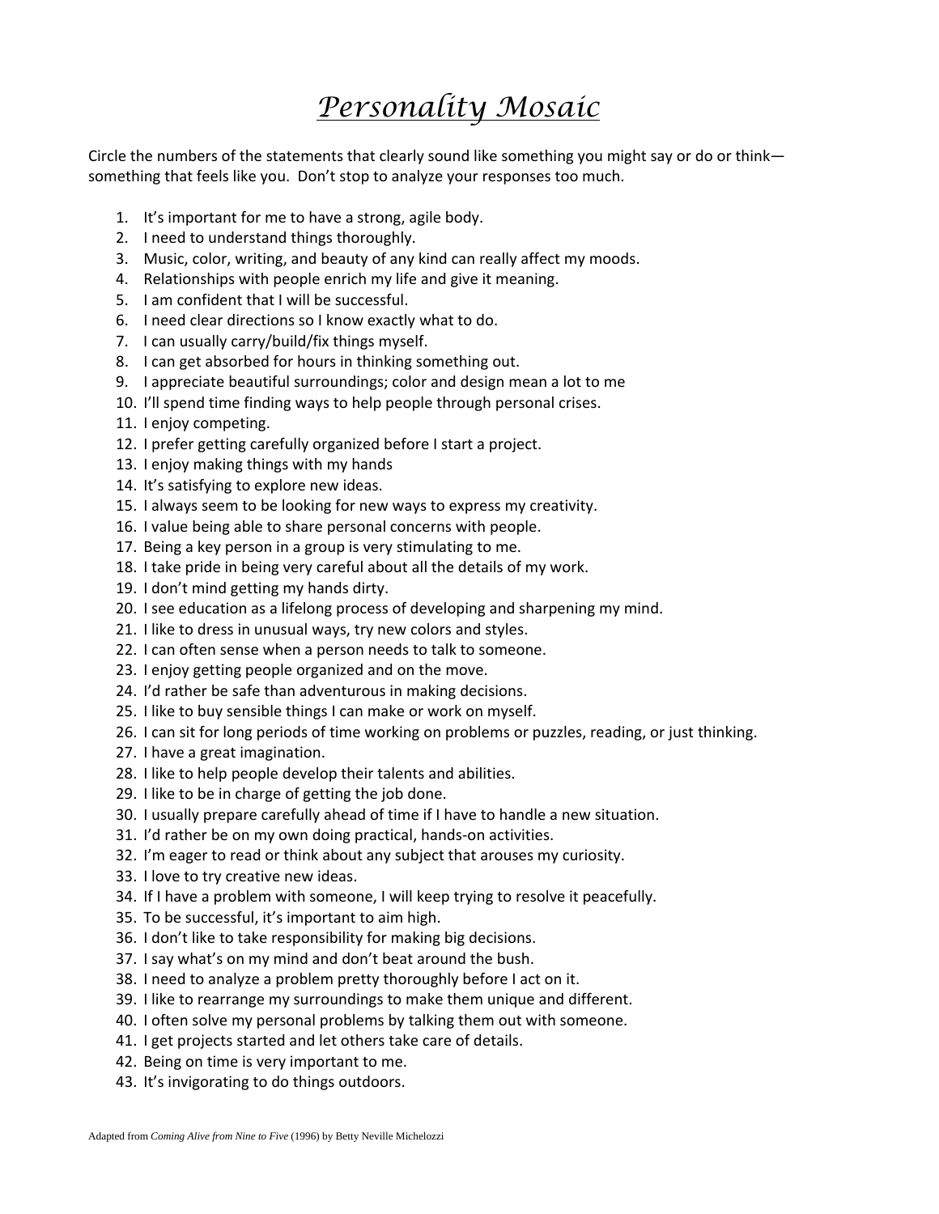# *Personality Mosaic*

Circle the numbers of the statements that clearly sound like something you might say or do or think—something that feels like you. Don't stop to analyze your responses too much.

1. It's important for me to have a strong, agile body.
2. I need to understand things thoroughly.
3. Music, color, writing, and beauty of any kind can really affect my moods.
4. Relationships with people enrich my life and give it meaning.
5. I am confident that I will be successful.
6. I need clear directions so I know exactly what to do.
7. I can usually carry/build/fix things myself.
8. I can get absorbed for hours in thinking something out.
9. I appreciate beautiful surroundings; color and design mean a lot to me
10. I'll spend time finding ways to help people through personal crises.
11. I enjoy competing.
12. I prefer getting carefully organized before I start a project.
13. I enjoy making things with my hands
14. It's satisfying to explore new ideas.
15. I always seem to be looking for new ways to express my creativity.
16. I value being able to share personal concerns with people.
17. Being a key person in a group is very stimulating to me.
18. I take pride in being very careful about all the details of my work.
19. I don't mind getting my hands dirty.
20. I see education as a lifelong process of developing and sharpening my mind.
21. I like to dress in unusual ways, try new colors and styles.
22. I can often sense when a person needs to talk to someone.
23. I enjoy getting people organized and on the move.
24. I'd rather be safe than adventurous in making decisions.
25. I like to buy sensible things I can make or work on myself.
26. I can sit for long periods of time working on problems or puzzles, reading, or just thinking.
27. I have a great imagination.
28. I like to help people develop their talents and abilities.
29. I like to be in charge of getting the job done.
30. I usually prepare carefully ahead of time if I have to handle a new situation.
31. I'd rather be on my own doing practical, hands-on activities.
32. I'm eager to read or think about any subject that arouses my curiosity.
33. I love to try creative new ideas.
34. If I have a problem with someone, I will keep trying to resolve it peacefully.
35. To be successful, it's important to aim high.
36. I don't like to take responsibility for making big decisions.
37. I say what's on my mind and don't beat around the bush.
38. I need to analyze a problem pretty thoroughly before I act on it.
39. I like to rearrange my surroundings to make them unique and different.
40. I often solve my personal problems by talking them out with someone.
41. I get projects started and let others take care of details.
42. Being on time is very important to me.
43. It's invigorating to do things outdoors.

Adapted from *Coming Alive from Nine to Five* (1996) by Betty Neville Michelozzi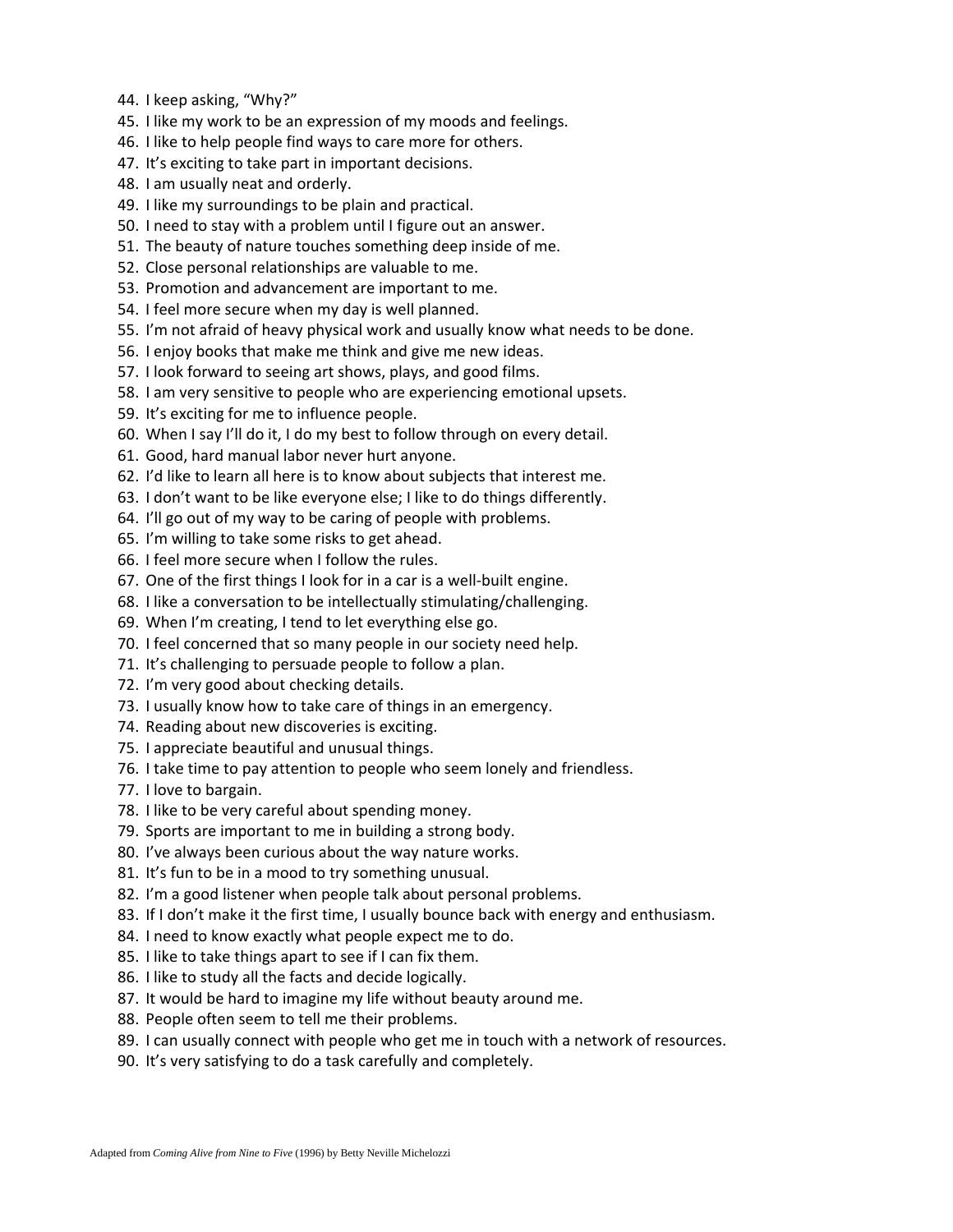44. I keep asking, "Why?"
45. I like my work to be an expression of my moods and feelings.
46. I like to help people find ways to care more for others.
47. It's exciting to take part in important decisions.
48. I am usually neat and orderly.
49. I like my surroundings to be plain and practical.
50. I need to stay with a problem until I figure out an answer.
51. The beauty of nature touches something deep inside of me.
52. Close personal relationships are valuable to me.
53. Promotion and advancement are important to me.
54. I feel more secure when my day is well planned.
55. I'm not afraid of heavy physical work and usually know what needs to be done.
56. I enjoy books that make me think and give me new ideas.
57. I look forward to seeing art shows, plays, and good films.
58. I am very sensitive to people who are experiencing emotional upsets.
59. It's exciting for me to influence people.
60. When I say I'll do it, I do my best to follow through on every detail.
61. Good, hard manual labor never hurt anyone.
62. I'd like to learn all here is to know about subjects that interest me.
63. I don't want to be like everyone else; I like to do things differently.
64. I'll go out of my way to be caring of people with problems.
65. I'm willing to take some risks to get ahead.
66. I feel more secure when I follow the rules.
67. One of the first things I look for in a car is a well-built engine.
68. I like a conversation to be intellectually stimulating/challenging.
69. When I'm creating, I tend to let everything else go.
70. I feel concerned that so many people in our society need help.
71. It's challenging to persuade people to follow a plan.
72. I'm very good about checking details.
73. I usually know how to take care of things in an emergency.
74. Reading about new discoveries is exciting.
75. I appreciate beautiful and unusual things.
76. I take time to pay attention to people who seem lonely and friendless.
77. I love to bargain.
78. I like to be very careful about spending money.
79. Sports are important to me in building a strong body.
80. I've always been curious about the way nature works.
81. It's fun to be in a mood to try something unusual.
82. I'm a good listener when people talk about personal problems.
83. If I don't make it the first time, I usually bounce back with energy and enthusiasm.
84. I need to know exactly what people expect me to do.
85. I like to take things apart to see if I can fix them.
86. I like to study all the facts and decide logically.
87. It would be hard to imagine my life without beauty around me.
88. People often seem to tell me their problems.
89. I can usually connect with people who get me in touch with a network of resources.
90. It's very satisfying to do a task carefully and completely.

Adapted from *Coming Alive from Nine to Five* (1996) by Betty Neville Michelozzi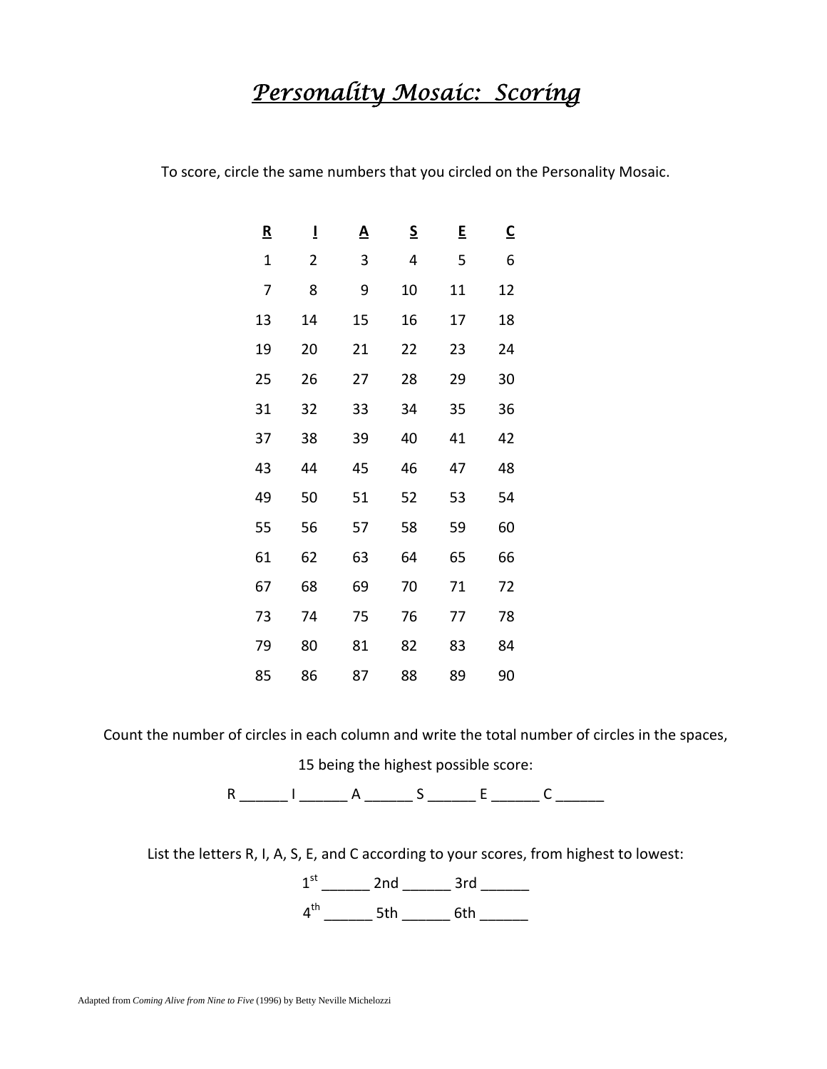# *Personality Mosaic: Scoring*

To score, circle the same numbers that you circled on the Personality Mosaic.

| R | I | A | S | E | C |
|---|---|---|---|---|---|
| 1 | 2 | 3 | 4 | 5 | 6 |
| 7 | 8 | 9 | 10 | 11 | 12 |
| 13 | 14 | 15 | 16 | 17 | 18 |
| 19 | 20 | 21 | 22 | 23 | 24 |
| 25 | 26 | 27 | 28 | 29 | 30 |
| 31 | 32 | 33 | 34 | 35 | 36 |
| 37 | 38 | 39 | 40 | 41 | 42 |
| 43 | 44 | 45 | 46 | 47 | 48 |
| 49 | 50 | 51 | 52 | 53 | 54 |
| 55 | 56 | 57 | 58 | 59 | 60 |
| 61 | 62 | 63 | 64 | 65 | 66 |
| 67 | 68 | 69 | 70 | 71 | 72 |
| 73 | 74 | 75 | 76 | 77 | 78 |
| 79 | 80 | 81 | 82 | 83 | 84 |
| 85 | 86 | 87 | 88 | 89 | 90 |

Count the number of circles in each column and write the total number of circles in the spaces, 15 being the highest possible score:

R ______ I ______ A ______ S ______ E ______ C ______

List the letters R, I, A, S, E, and C according to your scores, from highest to lowest:

1st ______ 2nd ______ 3rd ______

4th ______ 5th ______ 6th ______

Adapted from *Coming Alive from Nine to Five* (1996) by Betty Neville Michelozzi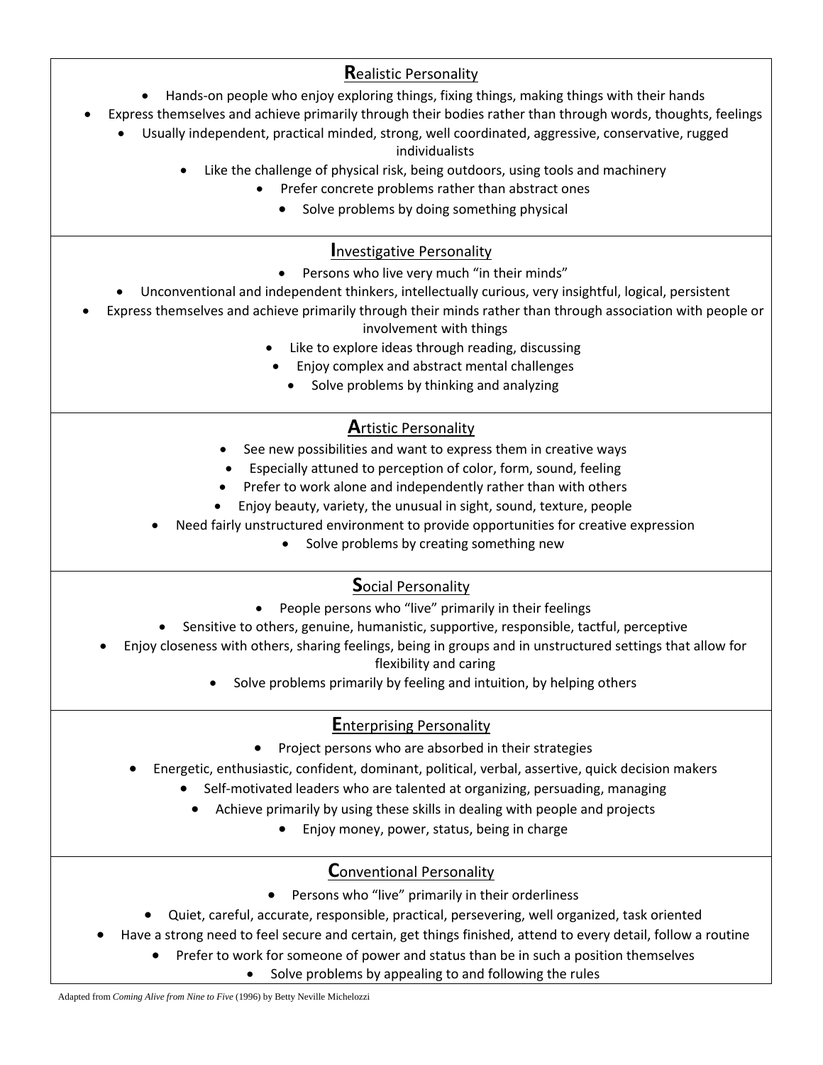## **R**ealistic Personality

- Hands-on people who enjoy exploring things, fixing things, making things with their hands
- Express themselves and achieve primarily through their bodies rather than through words, thoughts, feelings
- Usually independent, practical minded, strong, well coordinated, aggressive, conservative, rugged individualists
- Like the challenge of physical risk, being outdoors, using tools and machinery
- Prefer concrete problems rather than abstract ones
- Solve problems by doing something physical

## **I**nvestigative Personality

- Persons who live very much "in their minds"
- Unconventional and independent thinkers, intellectually curious, very insightful, logical, persistent
- Express themselves and achieve primarily through their minds rather than through association with people or involvement with things
- Like to explore ideas through reading, discussing
- Enjoy complex and abstract mental challenges
- Solve problems by thinking and analyzing

## **A**rtistic Personality

- See new possibilities and want to express them in creative ways
- Especially attuned to perception of color, form, sound, feeling
- Prefer to work alone and independently rather than with others
- Enjoy beauty, variety, the unusual in sight, sound, texture, people
- Need fairly unstructured environment to provide opportunities for creative expression
- Solve problems by creating something new

## **S**ocial Personality

- People persons who "live" primarily in their feelings
- Sensitive to others, genuine, humanistic, supportive, responsible, tactful, perceptive
- Enjoy closeness with others, sharing feelings, being in groups and in unstructured settings that allow for flexibility and caring
- Solve problems primarily by feeling and intuition, by helping others

## **E**nterprising Personality

- Project persons who are absorbed in their strategies
- Energetic, enthusiastic, confident, dominant, political, verbal, assertive, quick decision makers
- Self-motivated leaders who are talented at organizing, persuading, managing
- Achieve primarily by using these skills in dealing with people and projects
- Enjoy money, power, status, being in charge

## **C**onventional Personality

- Persons who "live" primarily in their orderliness
- Quiet, careful, accurate, responsible, practical, persevering, well organized, task oriented
- Have a strong need to feel secure and certain, get things finished, attend to every detail, follow a routine
- Prefer to work for someone of power and status than be in such a position themselves
- Solve problems by appealing to and following the rules

Adapted from *Coming Alive from Nine to Five* (1996) by Betty Neville Michelozzi